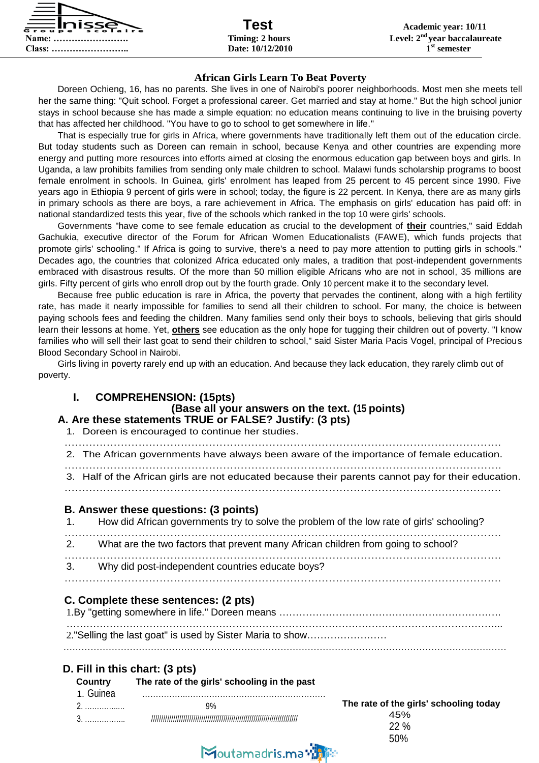Name: …………………….
Class: ……………………..

# Test

Timing: 2 hours
Date: 10/12/2010

Academic year: 10/11
Level: 2nd year baccalaureate
1st semester

## African Girls Learn To Beat Poverty

Doreen Ochieng, 16, has no parents. She lives in one of Nairobi's poorer neighborhoods. Most men she meets tell her the same thing: "Quit school. Forget a professional career. Get married and stay at home." But the high school junior stays in school because she has made a simple equation: no education means continuing to live in the bruising poverty that has affected her childhood. "You have to go to school to get somewhere in life."

That is especially true for girls in Africa, where governments have traditionally left them out of the education circle. But today students such as Doreen can remain in school, because Kenya and other countries are expending more energy and putting more resources into efforts aimed at closing the enormous education gap between boys and girls. In Uganda, a law prohibits families from sending only male children to school. Malawi funds scholarship programs to boost female enrolment in schools. In Guinea, girls' enrolment has leaped from 25 percent to 45 percent since 1990. Five years ago in Ethiopia 9 percent of girls were in school; today, the figure is 22 percent. In Kenya, there are as many girls in primary schools as there are boys, a rare achievement in Africa. The emphasis on girls' education has paid off: in national standardized tests this year, five of the schools which ranked in the top 10 were girls' schools.

Governments "have come to see female education as crucial to the development of **their** countries," said Eddah Gachukia, executive director of the Forum for African Women Educationalists (FAWE), which funds projects that promote girls' schooling." If Africa is going to survive, there's a need to pay more attention to putting girls in schools." Decades ago, the countries that colonized Africa educated only males, a tradition that post-independent governments embraced with disastrous results. Of the more than 50 million eligible Africans who are not in school, 35 millions are girls. Fifty percent of girls who enroll drop out by the fourth grade. Only 10 percent make it to the secondary level.

Because free public education is rare in Africa, the poverty that pervades the continent, along with a high fertility rate, has made it nearly impossible for families to send all their children to school. For many, the choice is between paying schools fees and feeding the children. Many families send only their boys to schools, believing that girls should learn their lessons at home. Yet, **others** see education as the only hope for tugging their children out of poverty. "I know families who will sell their last goat to send their children to school," said Sister Maria Pacis Vogel, principal of Precious Blood Secondary School in Nairobi.

Girls living in poverty rarely end up with an education. And because they lack education, they rarely climb out of poverty.

## I. COMPREHENSION: (15pts)

**(Base all your answers on the text. (15 points)**

### A. Are these statements TRUE or FALSE? Justify: (3 pts)

1. Doreen is encouraged to continue her studies.
……………………………………………………………………………………………………
2. The African governments have always been aware of the importance of female education.
……………………………………………………………………………………………………
3. Half of the African girls are not educated because their parents cannot pay for their education.
……………………………………………………………………………………………………

### B. Answer these questions: (3 points)

1. How did African governments try to solve the problem of the low rate of girls' schooling?
……………………………………………………………………………………………………
2. What are the two factors that prevent many African children from going to school?
……………………………………………………………………………………………………
3. Why did post-independent countries educate boys?
……………………………………………………………………………………………………

### C. Complete these sentences: (2 pts)

1.By "getting somewhere in life." Doreen means …………………………………………………………
……………………………………………………………………………………………………
2."Selling the last goat" is used by Sister Maria to show……………………
……………………………………………………………………………………………………

### D. Fill in this chart: (3 pts)

| Country | The rate of the girls' schooling in the past | The rate of the girls' schooling today |
|---|---|---|
| 1. Guinea | ……………………………………… | 45% |
| 2. ……………. | 9% | 22 % |
| 3. ……………. | ///////////////////////////////////////// | 50% |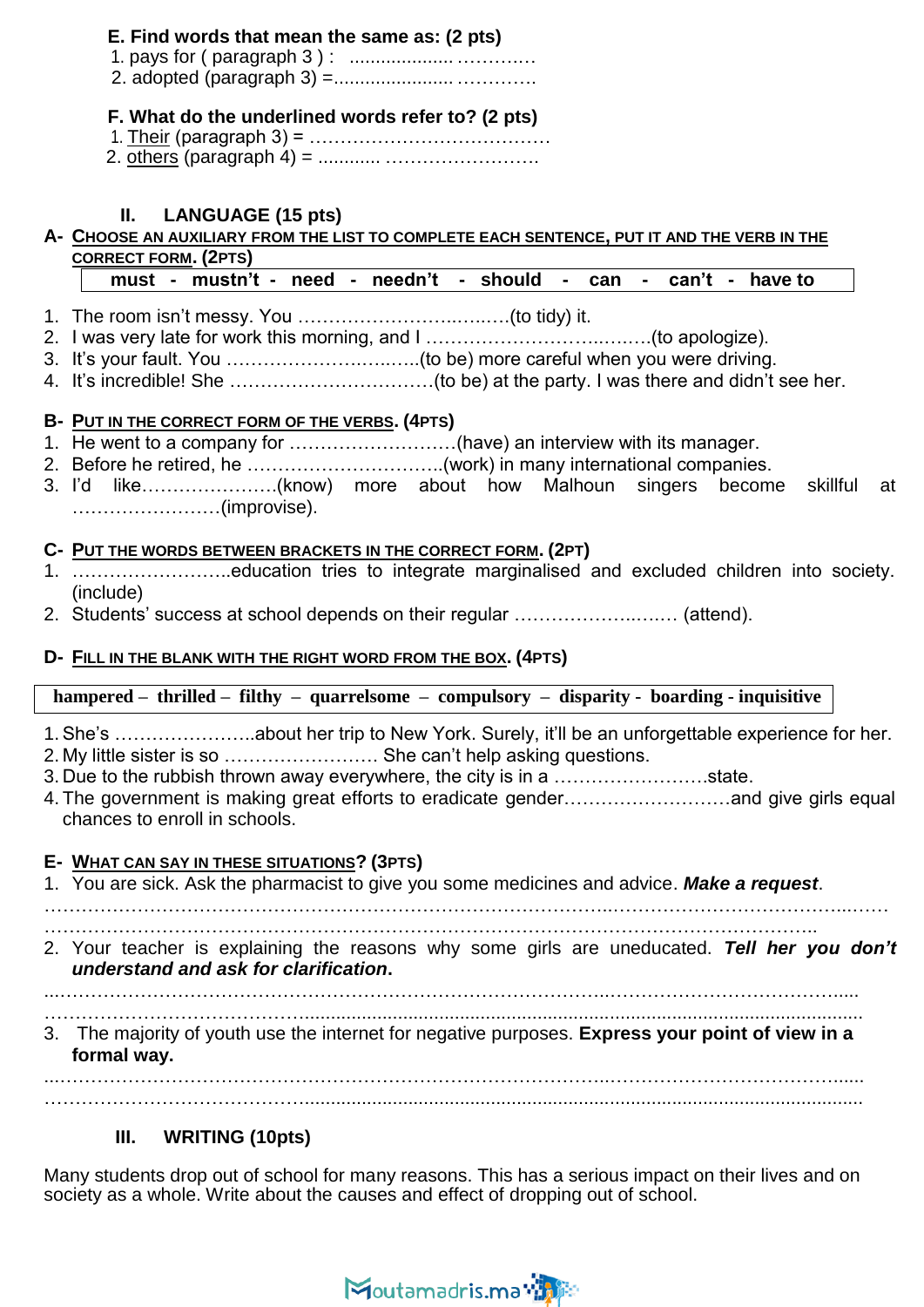**E. Find words that mean the same as: (2 pts)**

1. pays for ( paragraph 3 ) : ................... ………..…
2. adopted (paragraph 3) =...................... ………….

**F. What do the underlined words refer to? (2 pts)**

1. Their (paragraph 3) = …………………………………
2. others (paragraph 4) = ........... …………………….

## II. LANGUAGE (15 pts)

**A- CHOOSE AN AUXILIARY FROM THE LIST TO COMPLETE EACH SENTENCE, PUT IT AND THE VERB IN THE CORRECT FORM. (2PTS)**

| |
|---|
| must - mustn't - need - needn't - should - can - can't - have to |

1. The room isn't messy. You ……………………….…..….(to tidy) it.
2. I was very late for work this morning, and I ………………………..…….(to apologize).
3. It's your fault. You …………………….……..(to be) more careful when you were driving.
4. It's incredible! She ……………………………(to be) at the party. I was there and didn't see her.

**B- PUT IN THE CORRECT FORM OF THE VERBS. (4PTS)**

1. He went to a company for ………………………(have) an interview with its manager.
2. Before he retired, he …………………………..(work) in many international companies.
3. I'd like………………….(know) more about how Malhoun singers become skillful at ……………………(improvise).

**C- PUT THE WORDS BETWEEN BRACKETS IN THE CORRECT FORM. (2PT)**

1. ……………………..education tries to integrate marginalised and excluded children into society. (include)
2. Students' success at school depends on their regular ……………….….… (attend).

**D- FILL IN THE BLANK WITH THE RIGHT WORD FROM THE BOX. (4PTS)**

| |
|---|
| hampered – thrilled – filthy – quarrelsome – compulsory – disparity - boarding - inquisitive |

1. She's …………………..about her trip to New York. Surely, it'll be an unforgettable experience for her.
2. My little sister is so ……………………. She can't help asking questions.
3. Due to the rubbish thrown away everywhere, the city is in a …………………….state.
4. The government is making great efforts to eradicate gender………………………and give girls equal chances to enroll in schools.

**E- WHAT CAN SAY IN THESE SITUATIONS? (3PTS)**

1. You are sick. Ask the pharmacist to give you some medicines and advice. ***Make a request***.

……………………………………………………………………………………………………………………
……………………………………………………………………………………………………………………

2. Your teacher is explaining the reasons why some girls are uneducated. ***Tell her you don't understand and ask for clarification***.

……………………………………………………………………………………………………………………
……………………………………………………………………………………………………………………

3. The majority of youth use the internet for negative purposes. **Express your point of view in a formal way.**

……………………………………………………………………………………………………………………
……………………………………………………………………………………………………………………

## III. WRITING (10pts)

Many students drop out of school for many reasons. This has a serious impact on their lives and on society as a whole. Write about the causes and effect of dropping out of school.